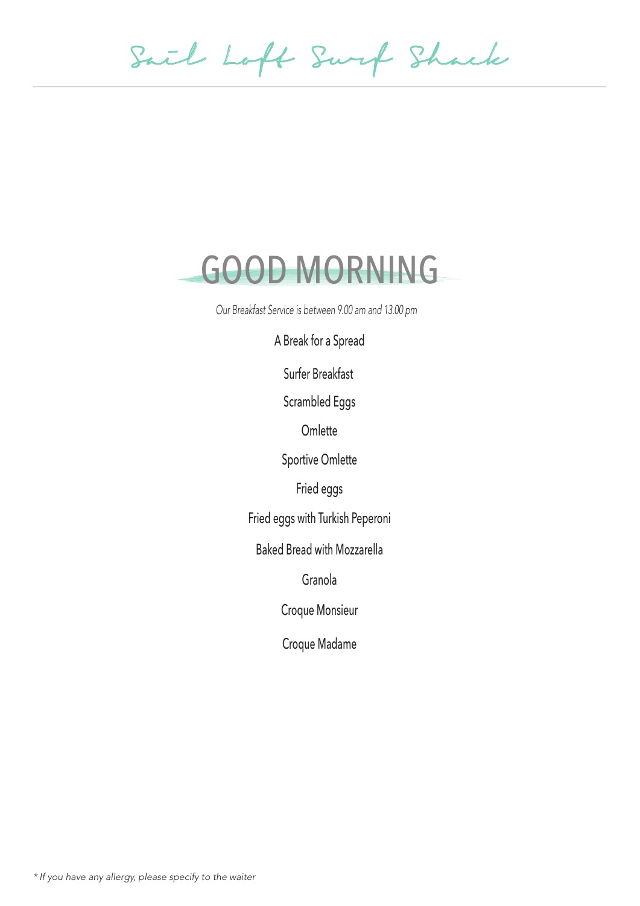# Sail Loft Surf Shack

## GOOD MORNING

*Our Breakfast Service is between 9.00 am and 13.00 pm*

A Break for a Spread

Surfer Breakfast

Scrambled Eggs

Omlette

Sportive Omlette

Fried eggs

Fried eggs with Turkish Peperoni

Baked Bread with Mozzarella

Granola

Croque Monsieur

Croque Madame

*\* If you have any allergy, please specify to the waiter*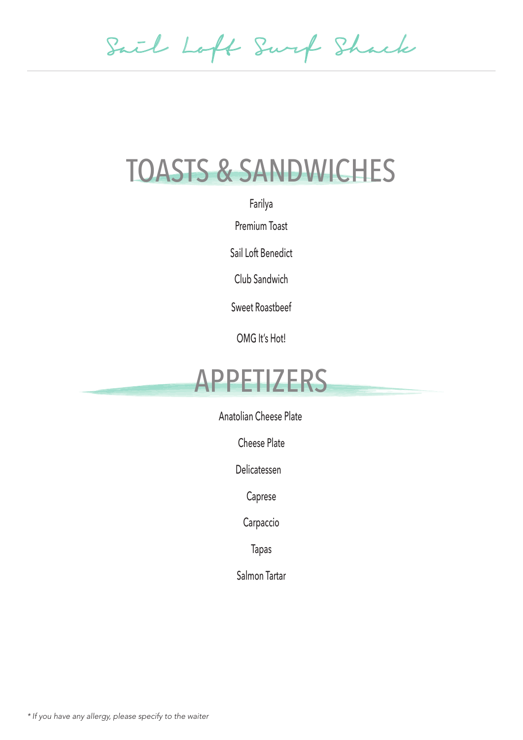## TOASTS & SANDWICHES

Farilya

Premium Toast

Sail Loft Benedict

Club Sandwich

Sweet Roastbeef

OMG It's Hot!

## APPETIZERS

Anatolian Cheese Plate

Cheese Plate

Delicatessen

Caprese

Carpaccio

Tapas

Salmon Tartar

*\* If you have any allergy, please specify to the waiter*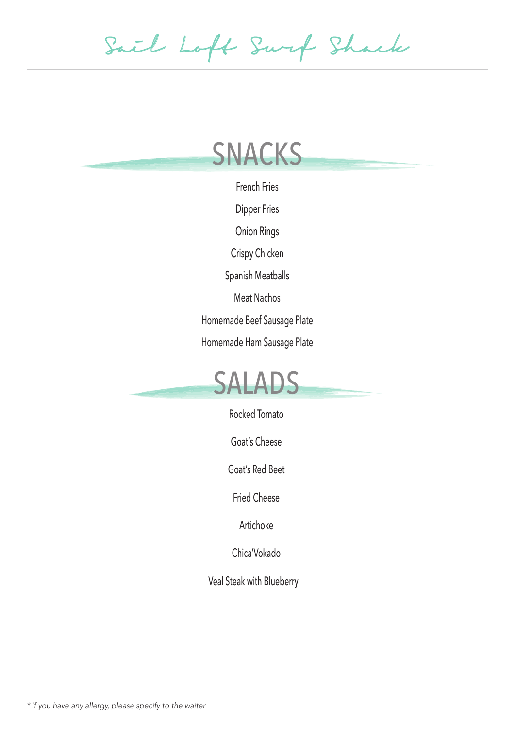# Sail Loft Surf Shack

## SNACKS

French Fries

Dipper Fries

Onion Rings

Crispy Chicken

Spanish Meatballs

Meat Nachos

Homemade Beef Sausage Plate

Homemade Ham Sausage Plate

## SALADS

Rocked Tomato

Goat's Cheese

Goat's Red Beet

Fried Cheese

Artichoke

Chica'Vokado

Veal Steak with Blueberry

*\* If you have any allergy, please specify to the waiter*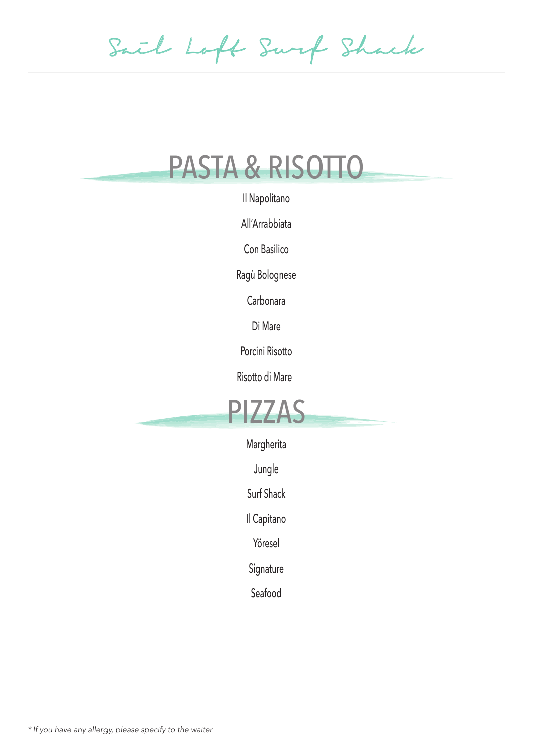# Sail Loft Surf Shack

## PASTA & RISOTTO

Il Napolitano

All'Arrabbiata

Con Basilico

Ragù Bolognese

Carbonara

Di Mare

Porcini Risotto

Risotto di Mare

## PIZZAS

Margherita

Jungle

Surf Shack

Il Capitano

Yöresel

Signature

Seafood

*\* If you have any allergy, please specify to the waiter*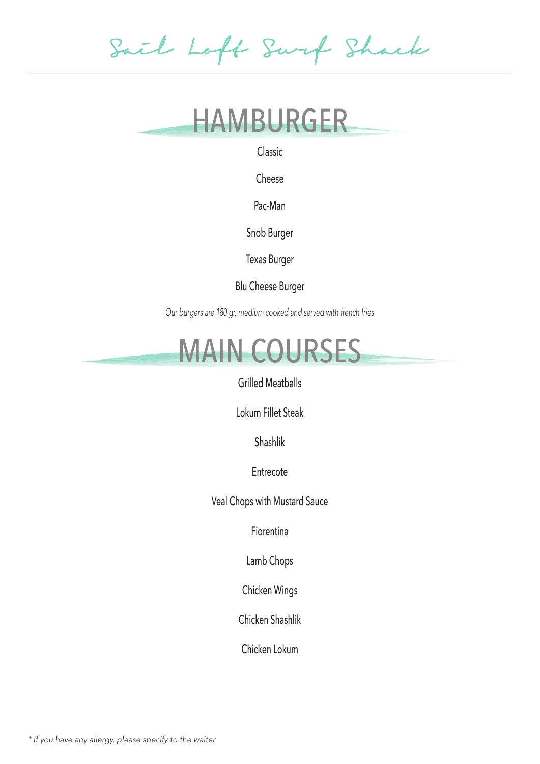# Sail Loft Surf Shack

## HAMBURGER

Classic

Cheese

Pac-Man

Snob Burger

Texas Burger

Blu Cheese Burger

*Our burgers are 180 gr, medium cooked and served with french fries*

## MAIN COURSES

Grilled Meatballs

Lokum Fillet Steak

Shashlik

Entrecote

Veal Chops with Mustard Sauce

Fiorentina

Lamb Chops

Chicken Wings

Chicken Shashlik

Chicken Lokum

*\* If you have any allergy, please specify to the waiter*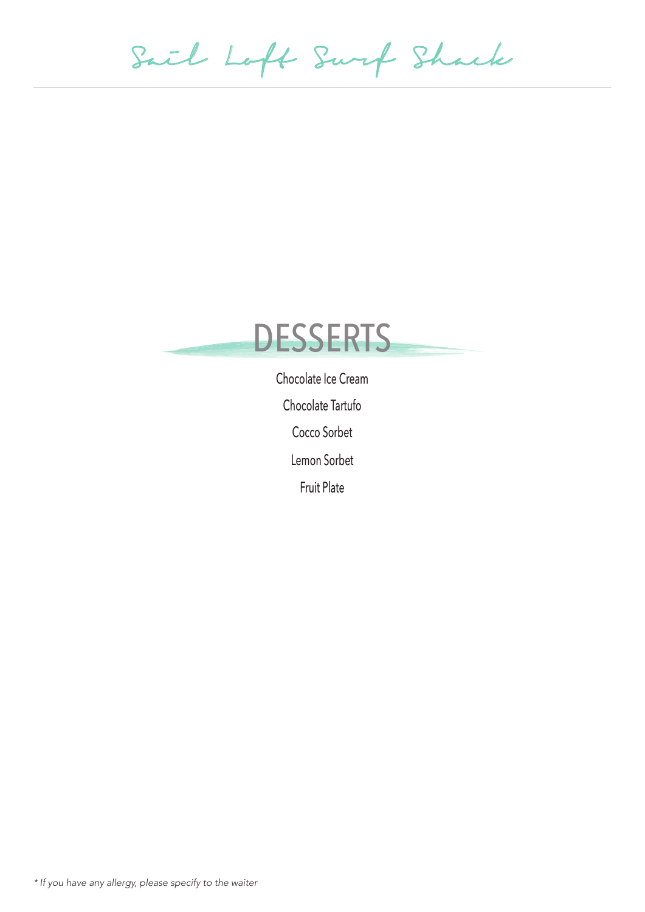# DESSERTS

Chocolate Ice Cream

Chocolate Tartufo

Cocco Sorbet

Lemon Sorbet

Fruit Plate

*\* If you have any allergy, please specify to the waiter*